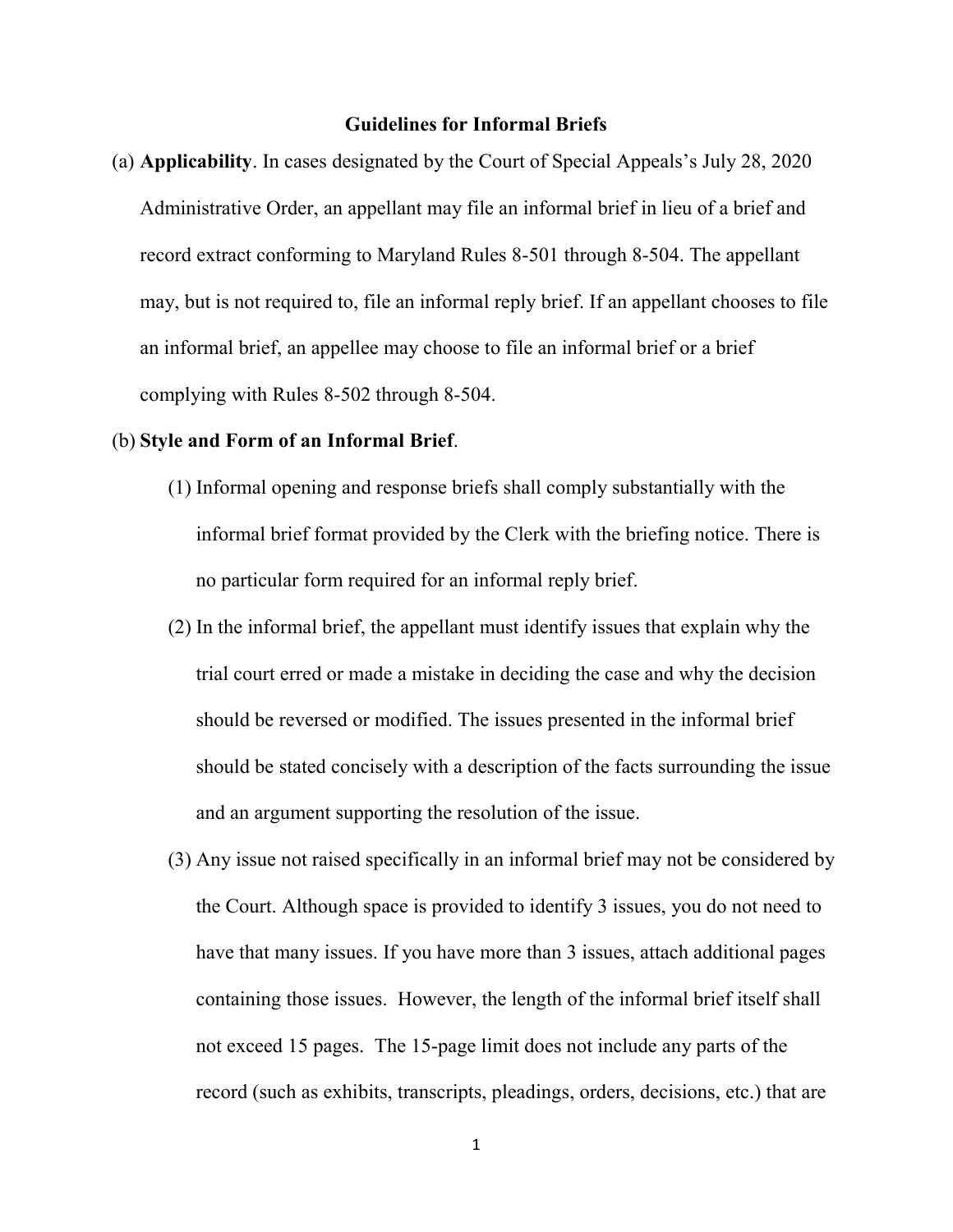# Guidelines for Informal Briefs

(a) **Applicability**. In cases designated by the Court of Special Appeals's July 28, 2020 Administrative Order, an appellant may file an informal brief in lieu of a brief and record extract conforming to Maryland Rules 8-501 through 8-504. The appellant may, but is not required to, file an informal reply brief. If an appellant chooses to file an informal brief, an appellee may choose to file an informal brief or a brief complying with Rules 8-502 through 8-504.

(b) **Style and Form of an Informal Brief**.

(1) Informal opening and response briefs shall comply substantially with the informal brief format provided by the Clerk with the briefing notice. There is no particular form required for an informal reply brief.

(2) In the informal brief, the appellant must identify issues that explain why the trial court erred or made a mistake in deciding the case and why the decision should be reversed or modified. The issues presented in the informal brief should be stated concisely with a description of the facts surrounding the issue and an argument supporting the resolution of the issue.

(3) Any issue not raised specifically in an informal brief may not be considered by the Court. Although space is provided to identify 3 issues, you do not need to have that many issues. If you have more than 3 issues, attach additional pages containing those issues. However, the length of the informal brief itself shall not exceed 15 pages. The 15-page limit does not include any parts of the record (such as exhibits, transcripts, pleadings, orders, decisions, etc.) that are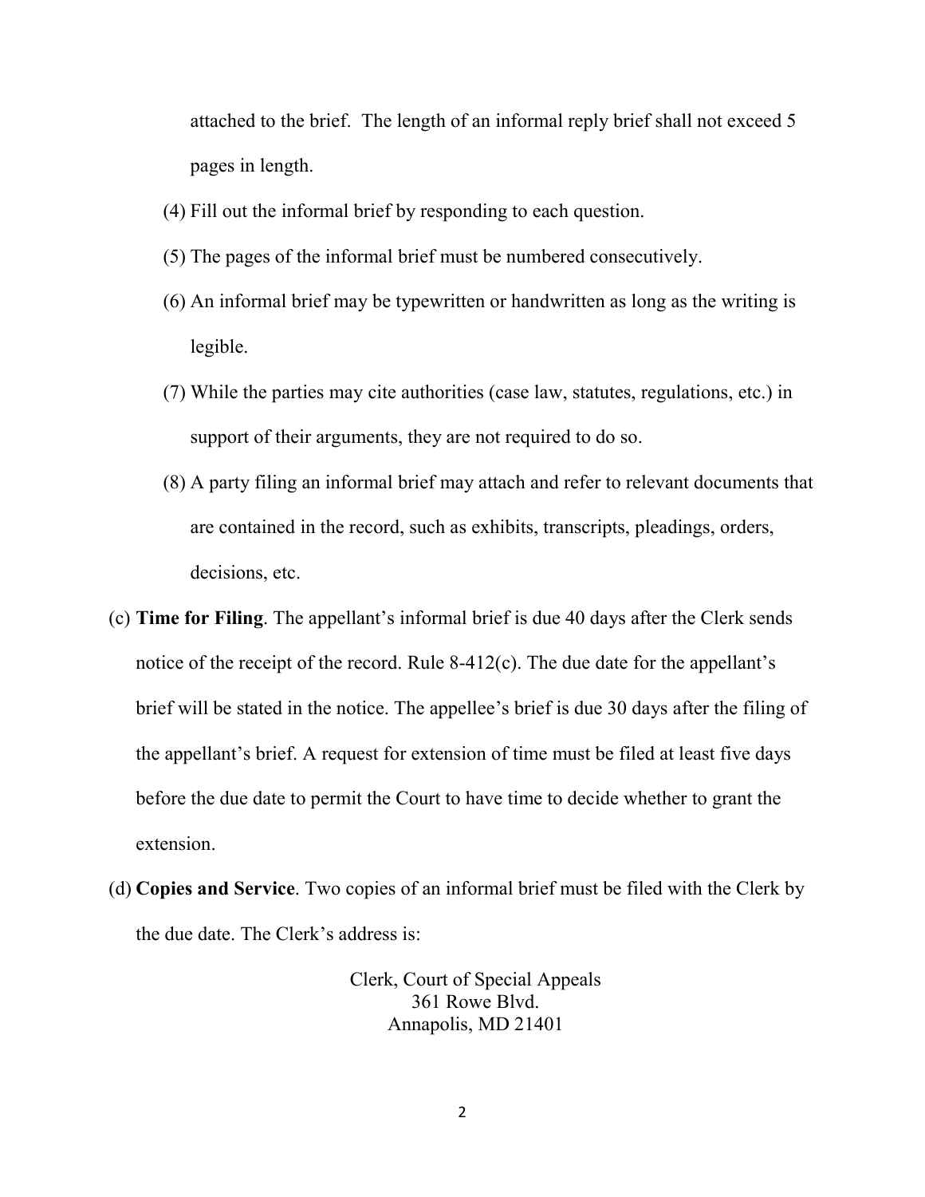attached to the brief. The length of an informal reply brief shall not exceed 5 pages in length.

(4) Fill out the informal brief by responding to each question.

(5) The pages of the informal brief must be numbered consecutively.

(6) An informal brief may be typewritten or handwritten as long as the writing is legible.

(7) While the parties may cite authorities (case law, statutes, regulations, etc.) in support of their arguments, they are not required to do so.

(8) A party filing an informal brief may attach and refer to relevant documents that are contained in the record, such as exhibits, transcripts, pleadings, orders, decisions, etc.

(c) **Time for Filing**. The appellant's informal brief is due 40 days after the Clerk sends notice of the receipt of the record. Rule 8-412(c). The due date for the appellant's brief will be stated in the notice. The appellee's brief is due 30 days after the filing of the appellant's brief. A request for extension of time must be filed at least five days before the due date to permit the Court to have time to decide whether to grant the extension.

(d) **Copies and Service**. Two copies of an informal brief must be filed with the Clerk by the due date. The Clerk's address is:

Clerk, Court of Special Appeals
361 Rowe Blvd.
Annapolis, MD 21401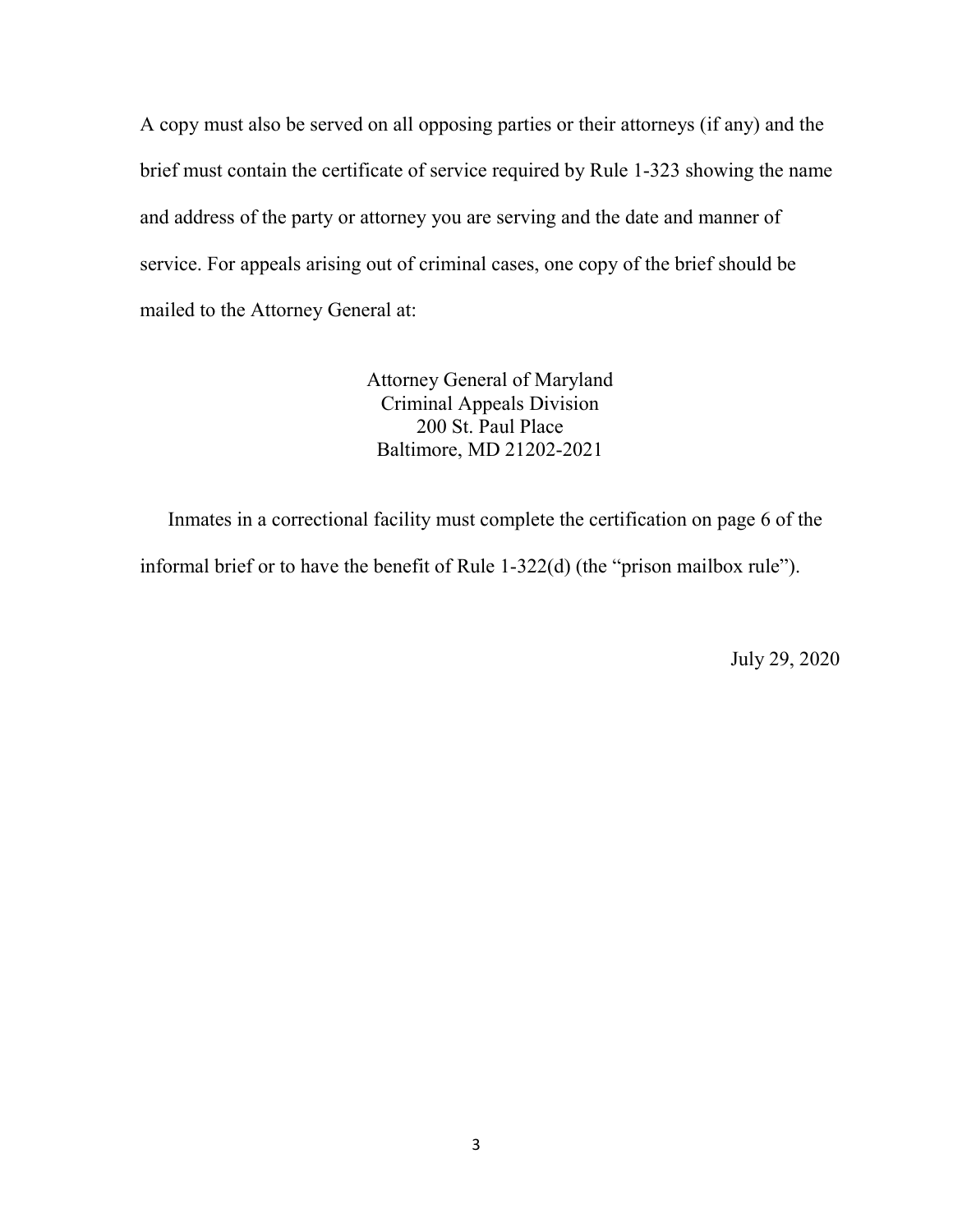A copy must also be served on all opposing parties or their attorneys (if any) and the brief must contain the certificate of service required by Rule 1-323 showing the name and address of the party or attorney you are serving and the date and manner of service. For appeals arising out of criminal cases, one copy of the brief should be mailed to the Attorney General at:

Attorney General of Maryland
Criminal Appeals Division
200 St. Paul Place
Baltimore, MD 21202-2021

Inmates in a correctional facility must complete the certification on page 6 of the informal brief or to have the benefit of Rule 1-322(d) (the "prison mailbox rule").

July 29, 2020